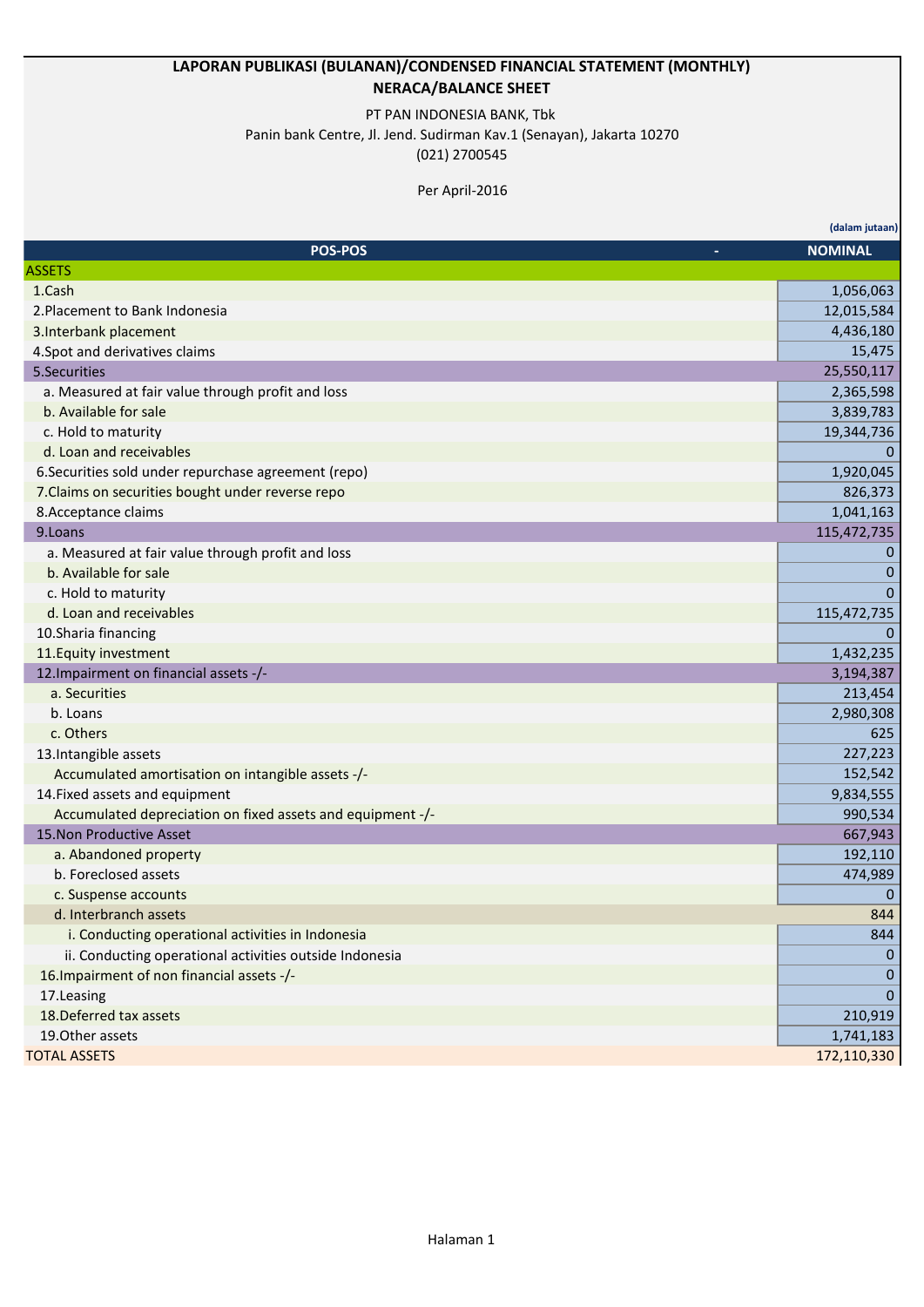# LAPORAN PUBLIKASI (BULANAN)/CONDENSED FINANCIAL STATEMENT (MONTHLY)

## NERACA/BALANCE SHEET

PT PAN INDONESIA BANK, Tbk

Panin bank Centre, Jl. Jend. Sudirman Kav.1 (Senayan), Jakarta 10270

(021) 2700545

Per April-2016

**(dalam jutaan)**

| POS-POS | NOMINAL |
|---|---|
| ASSETS | |
| 1.Cash | 1,056,063 |
| 2.Placement to Bank Indonesia | 12,015,584 |
| 3.Interbank placement | 4,436,180 |
| 4.Spot and derivatives claims | 15,475 |
| 5.Securities | 25,550,117 |
| a. Measured at fair value through profit and loss | 2,365,598 |
| b. Available for sale | 3,839,783 |
| c. Hold to maturity | 19,344,736 |
| d. Loan and receivables | 0 |
| 6.Securities sold under repurchase agreement (repo) | 1,920,045 |
| 7.Claims on securities bought under reverse repo | 826,373 |
| 8.Acceptance claims | 1,041,163 |
| 9.Loans | 115,472,735 |
| a. Measured at fair value through profit and loss | 0 |
| b. Available for sale | 0 |
| c. Hold to maturity | 0 |
| d. Loan and receivables | 115,472,735 |
| 10.Sharia financing | 0 |
| 11.Equity investment | 1,432,235 |
| 12.Impairment on financial assets -/- | 3,194,387 |
| a. Securities | 213,454 |
| b. Loans | 2,980,308 |
| c. Others | 625 |
| 13.Intangible assets | 227,223 |
| Accumulated amortisation on intangible assets -/- | 152,542 |
| 14.Fixed assets and equipment | 9,834,555 |
| Accumulated depreciation on fixed assets and equipment -/- | 990,534 |
| 15.Non Productive Asset | 667,943 |
| a. Abandoned property | 192,110 |
| b. Foreclosed assets | 474,989 |
| c. Suspense accounts | 0 |
| d. Interbranch assets | 844 |
| i. Conducting operational activities in Indonesia | 844 |
| ii. Conducting operational activities outside Indonesia | 0 |
| 16.Impairment of non financial assets -/- | 0 |
| 17.Leasing | 0 |
| 18.Deferred tax assets | 210,919 |
| 19.Other assets | 1,741,183 |
| TOTAL ASSETS | 172,110,330 |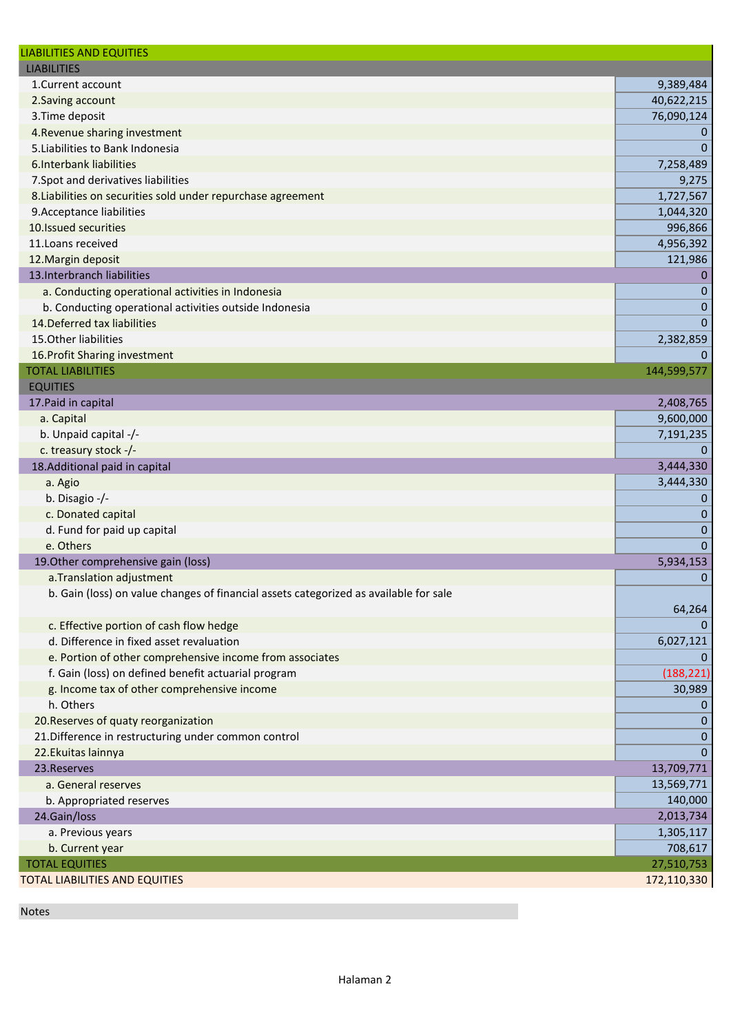| LIABILITIES AND EQUITIES | |
|---|---|
| LIABILITIES | |
| 1.Current account | 9,389,484 |
| 2.Saving account | 40,622,215 |
| 3.Time deposit | 76,090,124 |
| 4.Revenue sharing investment | 0 |
| 5.Liabilities to Bank Indonesia | 0 |
| 6.Interbank liabilities | 7,258,489 |
| 7.Spot and derivatives liabilities | 9,275 |
| 8.Liabilities on securities sold under repurchase agreement | 1,727,567 |
| 9.Acceptance liabilities | 1,044,320 |
| 10.Issued securities | 996,866 |
| 11.Loans received | 4,956,392 |
| 12.Margin deposit | 121,986 |
| 13.Interbranch liabilities | 0 |
| a. Conducting operational activities in Indonesia | 0 |
| b. Conducting operational activities outside Indonesia | 0 |
| 14.Deferred tax liabilities | 0 |
| 15.Other liabilities | 2,382,859 |
| 16.Profit Sharing investment | 0 |
| TOTAL LIABILITIES | 144,599,577 |
| EQUITIES | |
| 17.Paid in capital | 2,408,765 |
| a. Capital | 9,600,000 |
| b. Unpaid capital -/- | 7,191,235 |
| c. treasury stock -/- | 0 |
| 18.Additional paid in capital | 3,444,330 |
| a. Agio | 3,444,330 |
| b. Disagio -/- | 0 |
| c. Donated capital | 0 |
| d. Fund for paid up capital | 0 |
| e. Others | 0 |
| 19.Other comprehensive gain (loss) | 5,934,153 |
| a.Translation adjustment | 0 |
| b. Gain (loss) on value changes of financial assets categorized as available for sale | 64,264 |
| c. Effective portion of cash flow hedge | 0 |
| d. Difference in fixed asset revaluation | 6,027,121 |
| e. Portion of other comprehensive income from associates | 0 |
| f. Gain (loss) on defined benefit actuarial program | (188,221) |
| g. Income tax of other comprehensive income | 30,989 |
| h. Others | 0 |
| 20.Reserves of quaty reorganization | 0 |
| 21.Difference in restructuring under common control | 0 |
| 22.Ekuitas lainnya | 0 |
| 23.Reserves | 13,709,771 |
| a. General reserves | 13,569,771 |
| b. Appropriated reserves | 140,000 |
| 24.Gain/loss | 2,013,734 |
| a. Previous years | 1,305,117 |
| b. Current year | 708,617 |
| TOTAL EQUITIES | 27,510,753 |
| TOTAL LIABILITIES AND EQUITIES | 172,110,330 |

Notes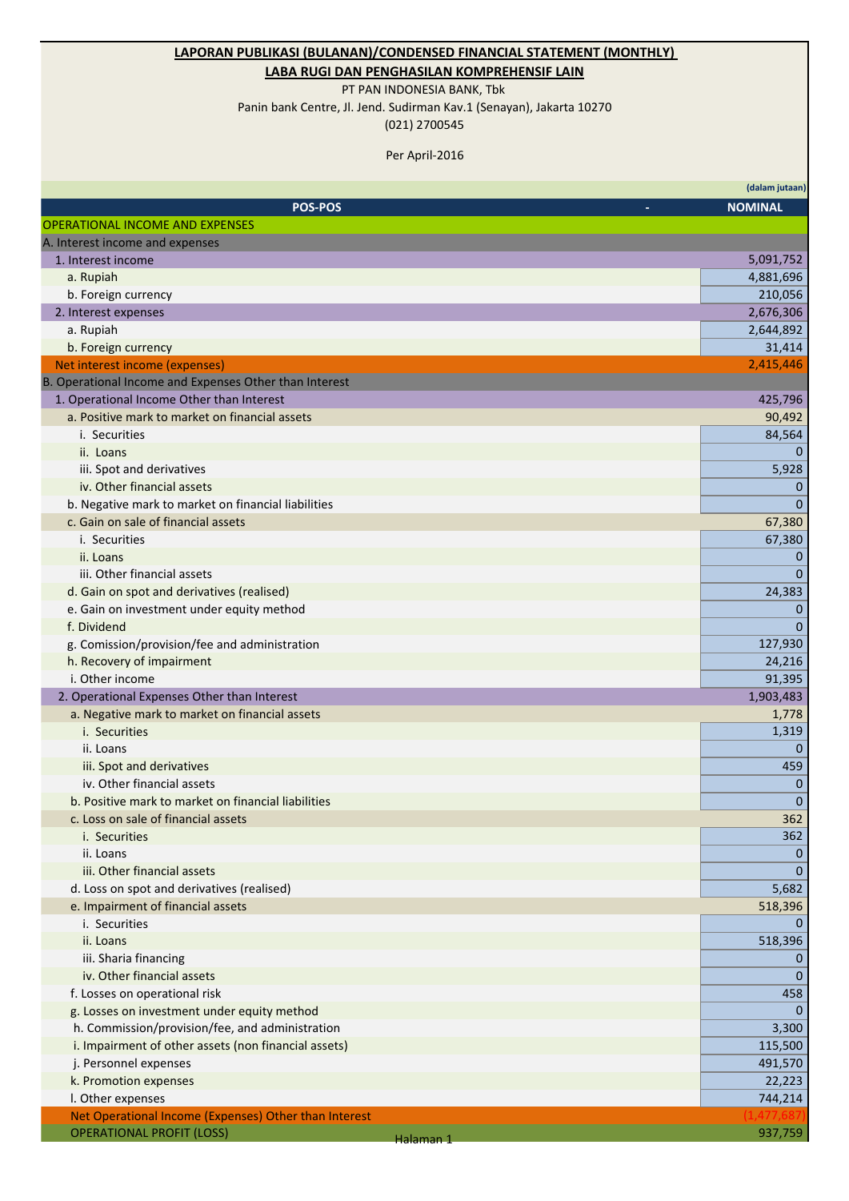**LAPORAN PUBLIKASI (BULANAN)/CONDENSED FINANCIAL STATEMENT (MONTHLY)**

**LABA RUGI DAN PENGHASILAN KOMPREHENSIF LAIN**

PT PAN INDONESIA BANK, Tbk

Panin bank Centre, Jl. Jend. Sudirman Kav.1 (Senayan), Jakarta 10270

(021) 2700545

Per April-2016

(dalam jutaan)

| POS-POS | NOMINAL |
|---|---|
| OPERATIONAL INCOME AND EXPENSES | |
| A. Interest income and expenses | |
| 1. Interest income | 5,091,752 |
| a. Rupiah | 4,881,696 |
| b. Foreign currency | 210,056 |
| 2. Interest expenses | 2,676,306 |
| a. Rupiah | 2,644,892 |
| b. Foreign currency | 31,414 |
| Net interest income (expenses) | 2,415,446 |
| B. Operational Income and Expenses Other than Interest | |
| 1. Operational Income Other than Interest | 425,796 |
| a. Positive mark to market on financial assets | 90,492 |
| i. Securities | 84,564 |
| ii. Loans | 0 |
| iii. Spot and derivatives | 5,928 |
| iv. Other financial assets | 0 |
| b. Negative mark to market on financial liabilities | 0 |
| c. Gain on sale of financial assets | 67,380 |
| i. Securities | 67,380 |
| ii. Loans | 0 |
| iii. Other financial assets | 0 |
| d. Gain on spot and derivatives (realised) | 24,383 |
| e. Gain on investment under equity method | 0 |
| f. Dividend | 0 |
| g. Comission/provision/fee and administration | 127,930 |
| h. Recovery of impairment | 24,216 |
| i. Other income | 91,395 |
| 2. Operational Expenses Other than Interest | 1,903,483 |
| a. Negative mark to market on financial assets | 1,778 |
| i. Securities | 1,319 |
| ii. Loans | 0 |
| iii. Spot and derivatives | 459 |
| iv. Other financial assets | 0 |
| b. Positive mark to market on financial liabilities | 0 |
| c. Loss on sale of financial assets | 362 |
| i. Securities | 362 |
| ii. Loans | 0 |
| iii. Other financial assets | 0 |
| d. Loss on spot and derivatives (realised) | 5,682 |
| e. Impairment of financial assets | 518,396 |
| i. Securities | 0 |
| ii. Loans | 518,396 |
| iii. Sharia financing | 0 |
| iv. Other financial assets | 0 |
| f. Losses on operational risk | 458 |
| g. Losses on investment under equity method | 0 |
| h. Commission/provision/fee, and administration | 3,300 |
| i. Impairment of other assets (non financial assets) | 115,500 |
| j. Personnel expenses | 491,570 |
| k. Promotion expenses | 22,223 |
| l. Other expenses | 744,214 |
| Net Operational Income (Expenses) Other than Interest | (1,477,687) |
| OPERATIONAL PROFIT (LOSS) | 937,759 |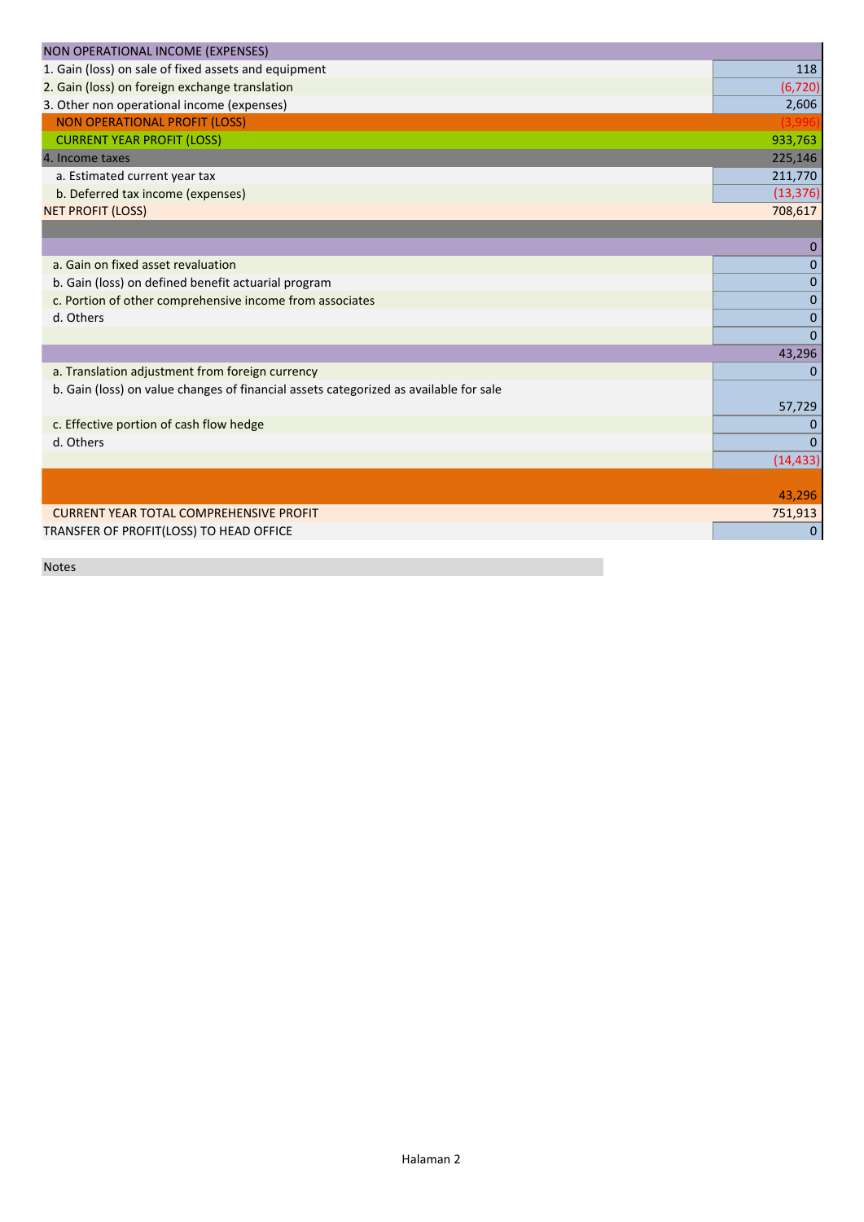| NON OPERATIONAL INCOME (EXPENSES) | |
|---|---|
| 1. Gain (loss) on sale of fixed assets and equipment | 118 |
| 2. Gain (loss) on foreign exchange translation | (6,720) |
| 3. Other non operational income (expenses) | 2,606 |
| NON OPERATIONAL PROFIT (LOSS) | (3,996) |
| CURRENT YEAR PROFIT (LOSS) | 933,763 |
| 4. Income taxes | 225,146 |
| a. Estimated current year tax | 211,770 |
| b. Deferred tax income (expenses) | (13,376) |
| NET PROFIT (LOSS) | 708,617 |
| | |
| | 0 |
| a. Gain on fixed asset revaluation | 0 |
| b. Gain (loss) on defined benefit actuarial program | 0 |
| c. Portion of other comprehensive income from associates | 0 |
| d. Others | 0 |
| | 0 |
| | 43,296 |
| a. Translation adjustment from foreign currency | 0 |
| b. Gain (loss) on value changes of financial assets categorized as available for sale | 57,729 |
| c. Effective portion of cash flow hedge | 0 |
| d. Others | 0 |
| | (14,433) |
| | 43,296 |
| CURRENT YEAR TOTAL COMPREHENSIVE PROFIT | 751,913 |
| TRANSFER OF PROFIT(LOSS) TO HEAD OFFICE | 0 |

Notes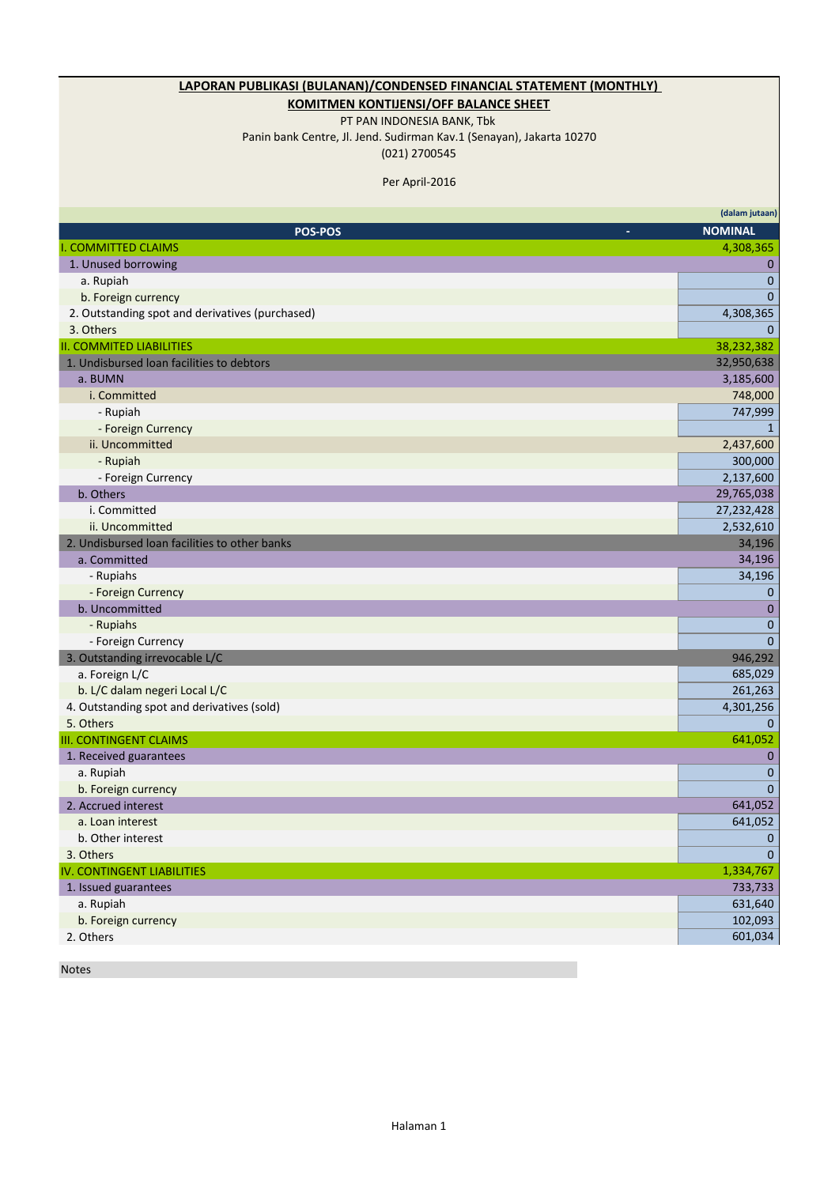**LAPORAN PUBLIKASI (BULANAN)/CONDENSED FINANCIAL STATEMENT (MONTHLY)**

**KOMITMEN KONTIJENSI/OFF BALANCE SHEET**

PT PAN INDONESIA BANK, Tbk

Panin bank Centre, Jl. Jend. Sudirman Kav.1 (Senayan), Jakarta 10270

(021) 2700545

Per April-2016

(dalam jutaan)

| POS-POS | NOMINAL |
|---|---|
| I. COMMITTED CLAIMS | 4,308,365 |
| 1. Unused borrowing | 0 |
| a. Rupiah | 0 |
| b. Foreign currency | 0 |
| 2. Outstanding spot and derivatives (purchased) | 4,308,365 |
| 3. Others | 0 |
| II. COMMITED LIABILITIES | 38,232,382 |
| 1. Undisbursed loan facilities to debtors | 32,950,638 |
| a. BUMN | 3,185,600 |
| i. Committed | 748,000 |
| - Rupiah | 747,999 |
| - Foreign Currency | 1 |
| ii. Uncommitted | 2,437,600 |
| - Rupiah | 300,000 |
| - Foreign Currency | 2,137,600 |
| b. Others | 29,765,038 |
| i. Committed | 27,232,428 |
| ii. Uncommitted | 2,532,610 |
| 2. Undisbursed loan facilities to other banks | 34,196 |
| a. Committed | 34,196 |
| - Rupiahs | 34,196 |
| - Foreign Currency | 0 |
| b. Uncommitted | 0 |
| - Rupiahs | 0 |
| - Foreign Currency | 0 |
| 3. Outstanding irrevocable L/C | 946,292 |
| a. Foreign L/C | 685,029 |
| b. L/C dalam negeri Local L/C | 261,263 |
| 4. Outstanding spot and derivatives (sold) | 4,301,256 |
| 5. Others | 0 |
| III. CONTINGENT CLAIMS | 641,052 |
| 1. Received guarantees | 0 |
| a. Rupiah | 0 |
| b. Foreign currency | 0 |
| 2. Accrued interest | 641,052 |
| a. Loan interest | 641,052 |
| b. Other interest | 0 |
| 3. Others | 0 |
| IV. CONTINGENT LIABILITIES | 1,334,767 |
| 1. Issued guarantees | 733,733 |
| a. Rupiah | 631,640 |
| b. Foreign currency | 102,093 |
| 2. Others | 601,034 |

Notes